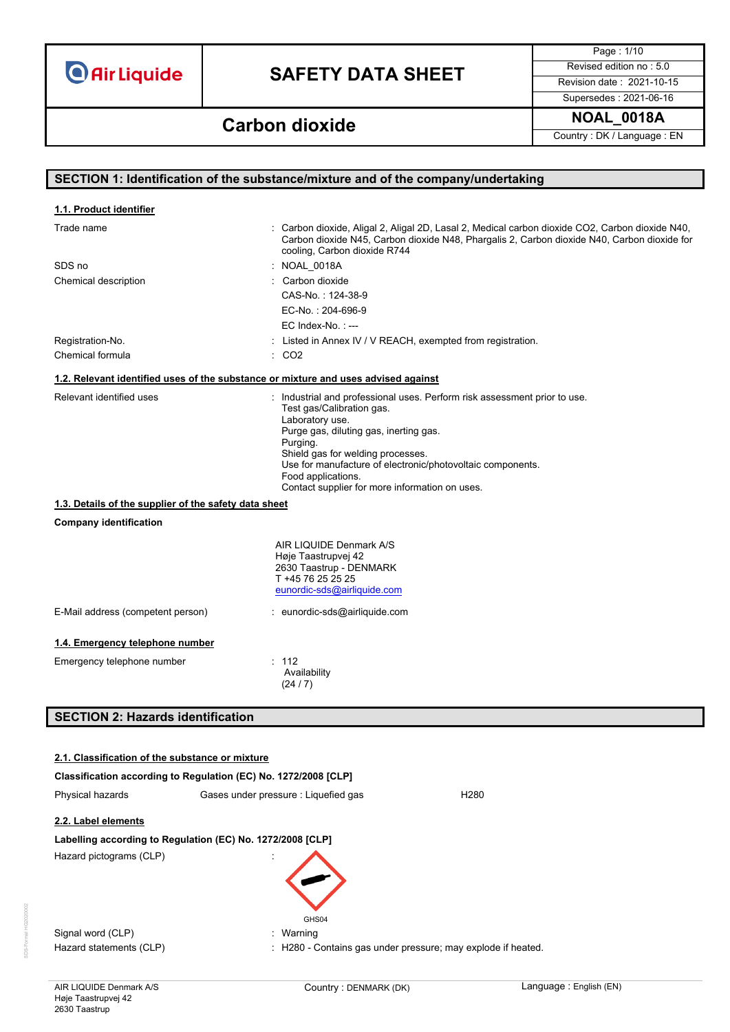# SAFETY DATA SHEET

**Carbon dioxide**

| | |
|---|---|
| Revised edition no : 5.0 | |
| Revision date : 2021-10-15 | |
| Supersedes : 2021-06-16 | |
| NOAL_0018A | |
| Country : DK / Language : EN | |

## SECTION 1: Identification of the substance/mixture and of the company/undertaking

### 1.1. Product identifier

| | |
|---|---|
| Trade name | : Carbon dioxide, Aligal 2, Aligal 2D, Lasal 2, Medical carbon dioxide CO2, Carbon dioxide N40, Carbon dioxide N45, Carbon dioxide N48, Phargalis 2, Carbon dioxide N40, Carbon dioxide for cooling, Carbon dioxide R744 |
| SDS no | : NOAL_0018A |
| Chemical description | : Carbon dioxide<br>CAS-No. : 124-38-9<br>EC-No. : 204-696-9<br>EC Index-No. : --- |
| Registration-No. | : Listed in Annex IV / V REACH, exempted from registration. |
| Chemical formula | : $CO_2$ |

### 1.2. Relevant identified uses of the substance or mixture and uses advised against

Relevant identified uses : Industrial and professional uses. Perform risk assessment prior to use.
Test gas/Calibration gas.
Laboratory use.
Purge gas, diluting gas, inerting gas.
Purging.
Shield gas for welding processes.
Use for manufacture of electronic/photovoltaic components.
Food applications.
Contact supplier for more information on uses.

### 1.3. Details of the supplier of the safety data sheet

**Company identification**

AIR LIQUIDE Denmark A/S
Høje Taastrupvej 42
2630 Taastrup - DENMARK
T +45 76 25 25 25
eunordic-sds@airliquide.com

E-Mail address (competent person) : eunordic-sds@airliquide.com

### 1.4. Emergency telephone number

Emergency telephone number : 112
Availability
(24 / 7)

## SECTION 2: Hazards identification

### 2.1. Classification of the substance or mixture

**Classification according to Regulation (EC) No. 1272/2008 [CLP]**

| Physical hazards | Gases under pressure : Liquefied gas | H280 |
|---|---|---|

### 2.2. Label elements

**Labelling according to Regulation (EC) No. 1272/2008 [CLP]**

Hazard pictograms (CLP) :

GHS04

Signal word (CLP) : Warning

Hazard statements (CLP) : H280 - Contains gas under pressure; may explode if heated.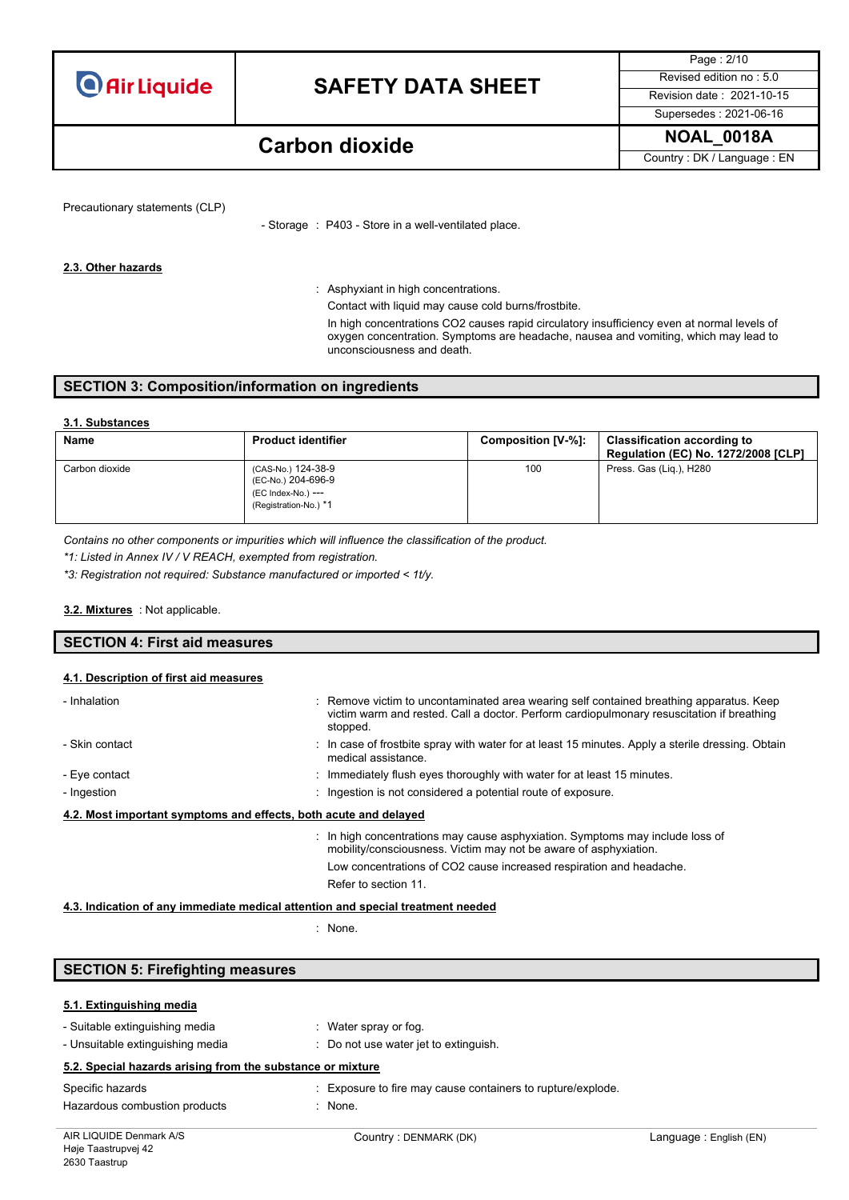Precautionary statements (CLP)

- Storage : P403 - Store in a well-ventilated place.

### 2.3. Other hazards

: Asphyxiant in high concentrations.

Contact with liquid may cause cold burns/frostbite.

In high concentrations CO2 causes rapid circulatory insufficiency even at normal levels of oxygen concentration. Symptoms are headache, nausea and vomiting, which may lead to unconsciousness and death.

## SECTION 3: Composition/information on ingredients

### 3.1. Substances

| Name | Product identifier | Composition [V-%]: | Classification according to Regulation (EC) No. 1272/2008 [CLP] |
|---|---|---|---|
| Carbon dioxide | (CAS-No.) 124-38-9<br>(EC-No.) 204-696-9<br>(EC Index-No.) ---<br>(Registration-No.) *1 | 100 | Press. Gas (Liq.), H280 |

*Contains no other components or impurities which will influence the classification of the product.*

*\*1: Listed in Annex IV / V REACH, exempted from registration.*

*\*3: Registration not required: Substance manufactured or imported < 1t/y.*

**3.2. Mixtures** : Not applicable.

## SECTION 4: First aid measures

### 4.1. Description of first aid measures

- Inhalation : Remove victim to uncontaminated area wearing self contained breathing apparatus. Keep victim warm and rested. Call a doctor. Perform cardiopulmonary resuscitation if breathing stopped.
- Skin contact : In case of frostbite spray with water for at least 15 minutes. Apply a sterile dressing. Obtain medical assistance.
- Eye contact : Immediately flush eyes thoroughly with water for at least 15 minutes.
- Ingestion : Ingestion is not considered a potential route of exposure.

### 4.2. Most important symptoms and effects, both acute and delayed

: In high concentrations may cause asphyxiation. Symptoms may include loss of mobility/consciousness. Victim may not be aware of asphyxiation.

Low concentrations of CO2 cause increased respiration and headache.

Refer to section 11.

### 4.3. Indication of any immediate medical attention and special treatment needed

: None.

## SECTION 5: Firefighting measures

### 5.1. Extinguishing media

- Suitable extinguishing media : Water spray or fog.
- Unsuitable extinguishing media : Do not use water jet to extinguish.

### 5.2. Special hazards arising from the substance or mixture

Specific hazards : Exposure to fire may cause containers to rupture/explode.

Hazardous combustion products : None.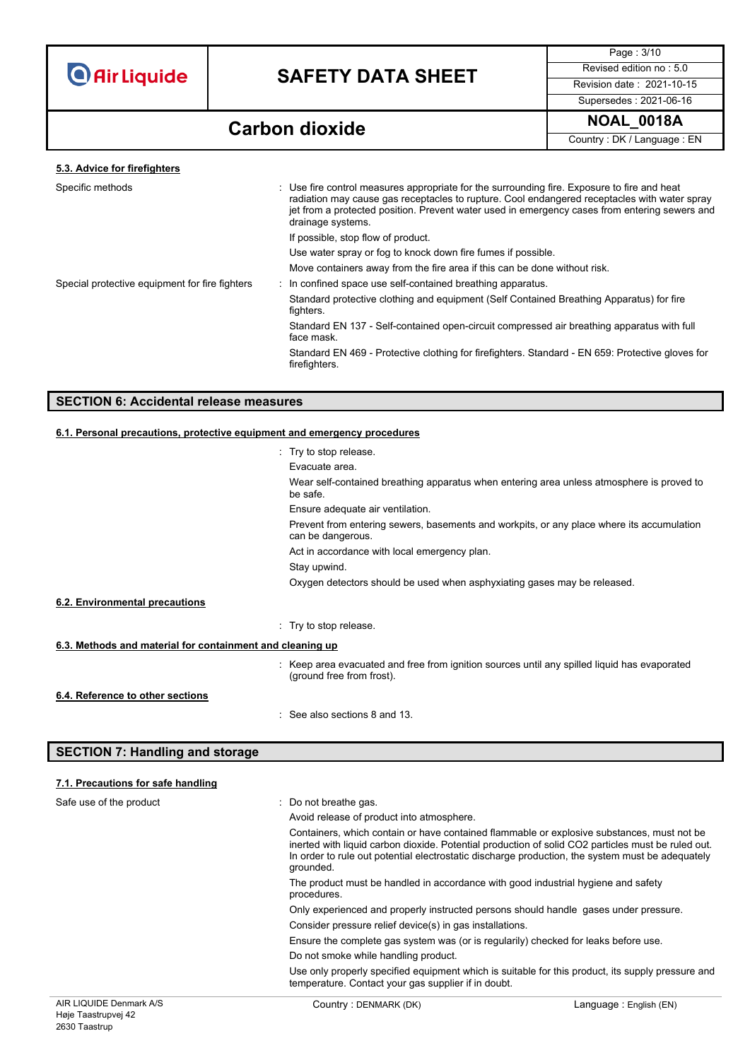#### 5.3. Advice for firefighters

Specific methods : Use fire control measures appropriate for the surrounding fire. Exposure to fire and heat radiation may cause gas receptacles to rupture. Cool endangered receptacles with water spray jet from a protected position. Prevent water used in emergency cases from entering sewers and drainage systems.

If possible, stop flow of product.

Use water spray or fog to knock down fire fumes if possible.

Move containers away from the fire area if this can be done without risk.

Special protective equipment for fire fighters : In confined space use self-contained breathing apparatus.

Standard protective clothing and equipment (Self Contained Breathing Apparatus) for fire fighters.

Standard EN 137 - Self-contained open-circuit compressed air breathing apparatus with full face mask.

Standard EN 469 - Protective clothing for firefighters. Standard - EN 659: Protective gloves for firefighters.

## SECTION 6: Accidental release measures

#### 6.1. Personal precautions, protective equipment and emergency procedures

: Try to stop release.

Evacuate area.

Wear self-contained breathing apparatus when entering area unless atmosphere is proved to be safe.

Ensure adequate air ventilation.

Prevent from entering sewers, basements and workpits, or any place where its accumulation can be dangerous.

Act in accordance with local emergency plan.

Stay upwind.

Oxygen detectors should be used when asphyxiating gases may be released.

#### 6.2. Environmental precautions

: Try to stop release.

#### 6.3. Methods and material for containment and cleaning up

: Keep area evacuated and free from ignition sources until any spilled liquid has evaporated (ground free from frost).

#### 6.4. Reference to other sections

: See also sections 8 and 13.

## SECTION 7: Handling and storage

#### 7.1. Precautions for safe handling

Safe use of the product : Do not breathe gas.

Avoid release of product into atmosphere.

Containers, which contain or have contained flammable or explosive substances, must not be inerted with liquid carbon dioxide. Potential production of solid $CO_2$ particles must be ruled out. In order to rule out potential electrostatic discharge production, the system must be adequately grounded.

The product must be handled in accordance with good industrial hygiene and safety procedures.

Only experienced and properly instructed persons should handle gases under pressure.

Consider pressure relief device(s) in gas installations.

Ensure the complete gas system was (or is regularily) checked for leaks before use.

Do not smoke while handling product.

Use only properly specified equipment which is suitable for this product, its supply pressure and temperature. Contact your gas supplier if in doubt.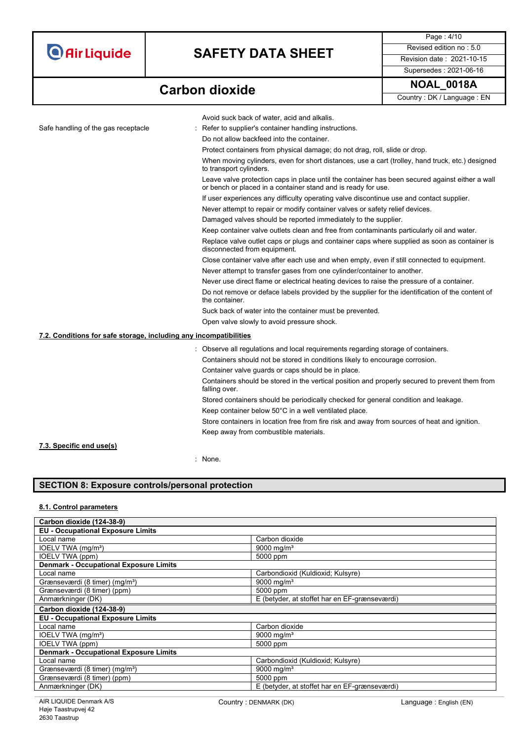| | |
|---|---|
| | Avoid suck back of water, acid and alkalis. |
| Safe handling of the gas receptacle | : Refer to supplier's container handling instructions. |
| | Do not allow backfeed into the container. |
| | Protect containers from physical damage; do not drag, roll, slide or drop. |
| | When moving cylinders, even for short distances, use a cart (trolley, hand truck, etc.) designed to transport cylinders. |
| | Leave valve protection caps in place until the container has been secured against either a wall or bench or placed in a container stand and is ready for use. |
| | If user experiences any difficulty operating valve discontinue use and contact supplier. |
| | Never attempt to repair or modify container valves or safety relief devices. |
| | Damaged valves should be reported immediately to the supplier. |
| | Keep container valve outlets clean and free from contaminants particularly oil and water. |
| | Replace valve outlet caps or plugs and container caps where supplied as soon as container is disconnected from equipment. |
| | Close container valve after each use and when empty, even if still connected to equipment. |
| | Never attempt to transfer gases from one cylinder/container to another. |
| | Never use direct flame or electrical heating devices to raise the pressure of a container. |
| | Do not remove or deface labels provided by the supplier for the identification of the content of the container. |
| | Suck back of water into the container must be prevented. |
| | Open valve slowly to avoid pressure shock. |

**7.2. Conditions for safe storage, including any incompatibilities**

: Observe all regulations and local requirements regarding storage of containers.
Containers should not be stored in conditions likely to encourage corrosion.
Container valve guards or caps should be in place.
Containers should be stored in the vertical position and properly secured to prevent them from falling over.
Stored containers should be periodically checked for general condition and leakage.
Keep container below 50°C in a well ventilated place.
Store containers in location free from fire risk and away from sources of heat and ignition.
Keep away from combustible materials.

**7.3. Specific end use(s)**

: None.

## SECTION 8: Exposure controls/personal protection

**8.1. Control parameters**

| Carbon dioxide (124-38-9) | |
|---|---|
| **EU - Occupational Exposure Limits** | |
| Local name | Carbon dioxide |
| IOELV TWA (mg/m³) | 9000 mg/m³ |
| IOELV TWA (ppm) | 5000 ppm |
| **Denmark - Occupational Exposure Limits** | |
| Local name | Carbondioxid (Kuldioxid; Kulsyre) |
| Grænseværdi (8 timer) (mg/m³) | 9000 mg/m³ |
| Grænseværdi (8 timer) (ppm) | 5000 ppm |
| Anmærkninger (DK) | E (betyder, at stoffet har en EF-grænseværdi) |
| **Carbon dioxide (124-38-9)** | |
| **EU - Occupational Exposure Limits** | |
| Local name | Carbon dioxide |
| IOELV TWA (mg/m³) | 9000 mg/m³ |
| IOELV TWA (ppm) | 5000 ppm |
| **Denmark - Occupational Exposure Limits** | |
| Local name | Carbondioxid (Kuldioxid; Kulsyre) |
| Grænseværdi (8 timer) (mg/m³) | 9000 mg/m³ |
| Grænseværdi (8 timer) (ppm) | 5000 ppm |
| Anmærkninger (DK) | E (betyder, at stoffet har en EF-grænseværdi) |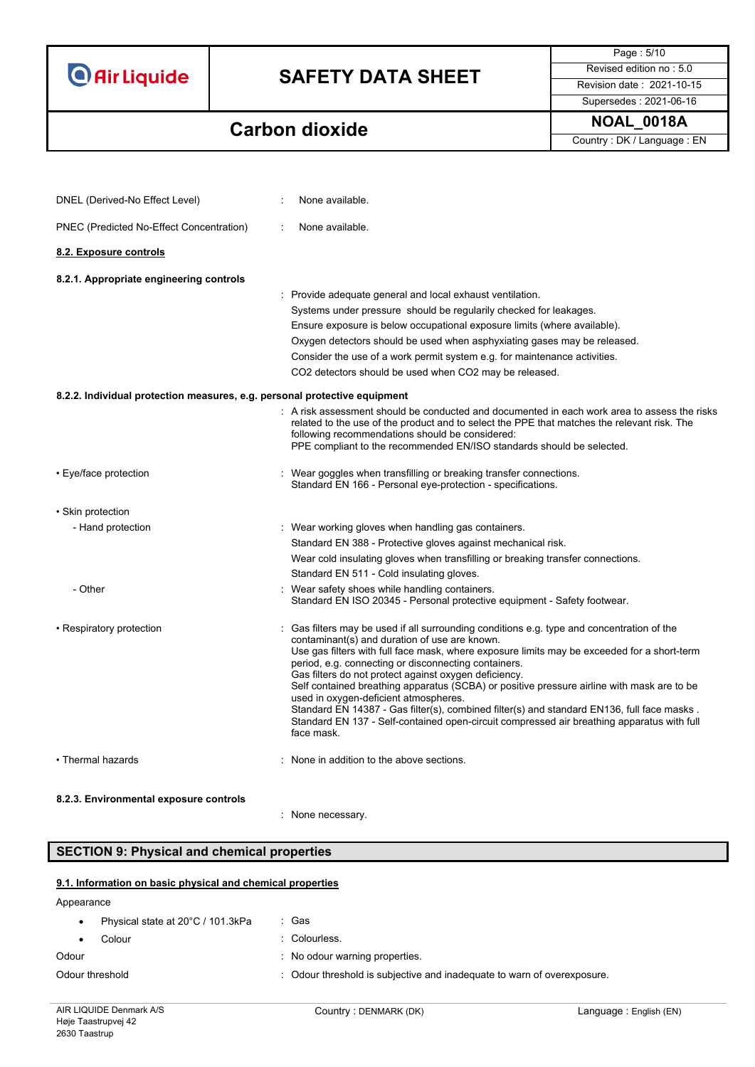DNEL (Derived-No Effect Level) : None available.

PNEC (Predicted No-Effect Concentration) : None available.

**8.2. Exposure controls**

**8.2.1. Appropriate engineering controls**

: Provide adequate general and local exhaust ventilation.
Systems under pressure should be regularly checked for leakages.
Ensure exposure is below occupational exposure limits (where available).
Oxygen detectors should be used when asphyxiating gases may be released.
Consider the use of a work permit system e.g. for maintenance activities.
$CO_2$ detectors should be used when $CO_2$ may be released.

**8.2.2. Individual protection measures, e.g. personal protective equipment**

: A risk assessment should be conducted and documented in each work area to assess the risks related to the use of the product and to select the PPE that matches the relevant risk. The following recommendations should be considered:
PPE compliant to the recommended EN/ISO standards should be selected.

- Eye/face protection : Wear goggles when transfilling or breaking transfer connections.
Standard EN 166 - Personal eye-protection - specifications.

- Skin protection
  - Hand protection : Wear working gloves when handling gas containers.
Standard EN 388 - Protective gloves against mechanical risk.
Wear cold insulating gloves when transfilling or breaking transfer connections.
Standard EN 511 - Cold insulating gloves.
  - Other : Wear safety shoes while handling containers.
Standard EN ISO 20345 - Personal protective equipment - Safety footwear.

- Respiratory protection : Gas filters may be used if all surrounding conditions e.g. type and concentration of the contaminant(s) and duration of use are known.
Use gas filters with full face mask, where exposure limits may be exceeded for a short-term period, e.g. connecting or disconnecting containers.
Gas filters do not protect against oxygen deficiency.
Self contained breathing apparatus (SCBA) or positive pressure airline with mask are to be used in oxygen-deficient atmospheres.
Standard EN 14387 - Gas filter(s), combined filter(s) and standard EN136, full face masks .
Standard EN 137 - Self-contained open-circuit compressed air breathing apparatus with full face mask.

- Thermal hazards : None in addition to the above sections.

**8.2.3. Environmental exposure controls**

: None necessary.

## SECTION 9: Physical and chemical properties

**9.1. Information on basic physical and chemical properties**

Appearance

- Physical state at 20°C / 101.3kPa : Gas
- Colour : Colourless.

Odour : No odour warning properties.

Odour threshold : Odour threshold is subjective and inadequate to warn of overexposure.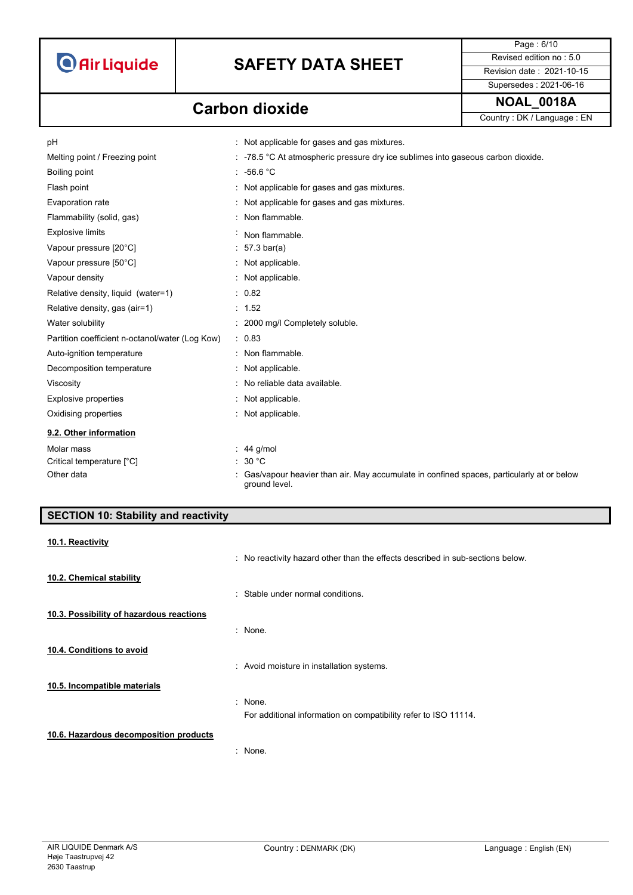| | |
|---|---|
| pH | : Not applicable for gases and gas mixtures. |
| Melting point / Freezing point | : -78.5 °C At atmospheric pressure dry ice sublimes into gaseous carbon dioxide. |
| Boiling point | : -56.6 °C |
| Flash point | : Not applicable for gases and gas mixtures. |
| Evaporation rate | : Not applicable for gases and gas mixtures. |
| Flammability (solid, gas) | : Non flammable. |
| Explosive limits | : Non flammable. |
| Vapour pressure [20°C] | : 57.3 bar(a) |
| Vapour pressure [50°C] | : Not applicable. |
| Vapour density | : Not applicable. |
| Relative density, liquid (water=1) | : 0.82 |
| Relative density, gas (air=1) | : 1.52 |
| Water solubility | : 2000 mg/l Completely soluble. |
| Partition coefficient n-octanol/water (Log Kow) | : 0.83 |
| Auto-ignition temperature | : Non flammable. |
| Decomposition temperature | : Not applicable. |
| Viscosity | : No reliable data available. |
| Explosive properties | : Not applicable. |
| Oxidising properties | : Not applicable. |

### 9.2. Other information

| | |
|---|---|
| Molar mass | : 44 g/mol |
| Critical temperature [°C] | : 30 °C |
| Other data | : Gas/vapour heavier than air. May accumulate in confined spaces, particularly at or below ground level. |

## SECTION 10: Stability and reactivity

### 10.1. Reactivity

: No reactivity hazard other than the effects described in sub-sections below.

### 10.2. Chemical stability

: Stable under normal conditions.

### 10.3. Possibility of hazardous reactions

: None.

### 10.4. Conditions to avoid

: Avoid moisture in installation systems.

### 10.5. Incompatible materials

: None.

For additional information on compatibility refer to ISO 11114.

### 10.6. Hazardous decomposition products

: None.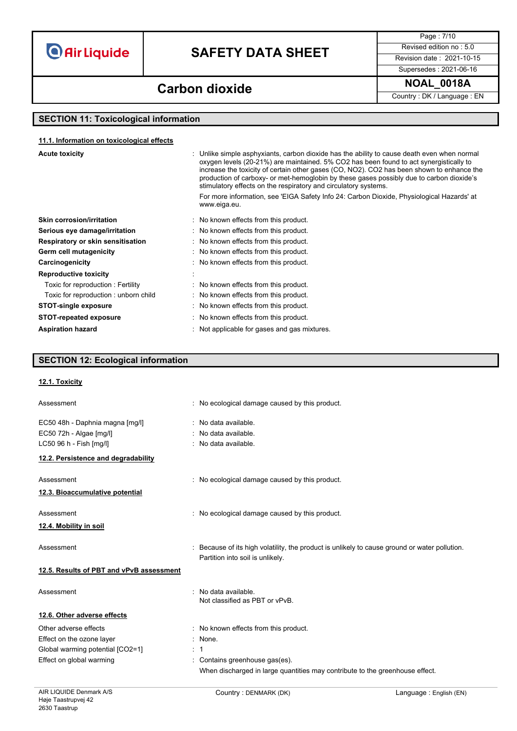## SECTION 11: Toxicological information

### 11.1. Information on toxicological effects

| | |
|---|---|
| **Acute toxicity** | : Unlike simple asphyxiants, carbon dioxide has the ability to cause death even when normal oxygen levels (20-21%) are maintained. 5% CO2 has been found to act synergistically to increase the toxicity of certain other gases (CO, NO2). CO2 has been shown to enhance the production of carboxy- or met-hemoglobin by these gases possibly due to carbon dioxide's stimulatory effects on the respiratory and circulatory systems. For more information, see 'EIGA Safety Info 24: Carbon Dioxide, Physiological Hazards' at www.eiga.eu. |
| **Skin corrosion/irritation** | : No known effects from this product. |
| **Serious eye damage/irritation** | : No known effects from this product. |
| **Respiratory or skin sensitisation** | : No known effects from this product. |
| **Germ cell mutagenicity** | : No known effects from this product. |
| **Carcinogenicity** | : No known effects from this product. |
| **Reproductive toxicity** | : |
| Toxic for reproduction : Fertility | : No known effects from this product. |
| Toxic for reproduction : unborn child | : No known effects from this product. |
| **STOT-single exposure** | : No known effects from this product. |
| **STOT-repeated exposure** | : No known effects from this product. |
| **Aspiration hazard** | : Not applicable for gases and gas mixtures. |

## SECTION 12: Ecological information

### 12.1. Toxicity

| | |
|---|---|
| Assessment | : No ecological damage caused by this product. |
| EC50 48h - Daphnia magna [mg/l] | : No data available. |
| EC50 72h - Algae [mg/l] | : No data available. |
| LC50 96 h - Fish [mg/l] | : No data available. |

### 12.2. Persistence and degradability

| | |
|---|---|
| Assessment | : No ecological damage caused by this product. |

### 12.3. Bioaccumulative potential

| | |
|---|---|
| Assessment | : No ecological damage caused by this product. |

### 12.4. Mobility in soil

| | |
|---|---|
| Assessment | : Because of its high volatility, the product is unlikely to cause ground or water pollution. Partition into soil is unlikely. |

### 12.5. Results of PBT and vPvB assessment

| | |
|---|---|
| Assessment | : No data available. Not classified as PBT or vPvB. |

### 12.6. Other adverse effects

| | |
|---|---|
| Other adverse effects | : No known effects from this product. |
| Effect on the ozone layer | : None. |
| Global warming potential [CO2=1] | : 1 |
| Effect on global warming | : Contains greenhouse gas(es). When discharged in large quantities may contribute to the greenhouse effect. |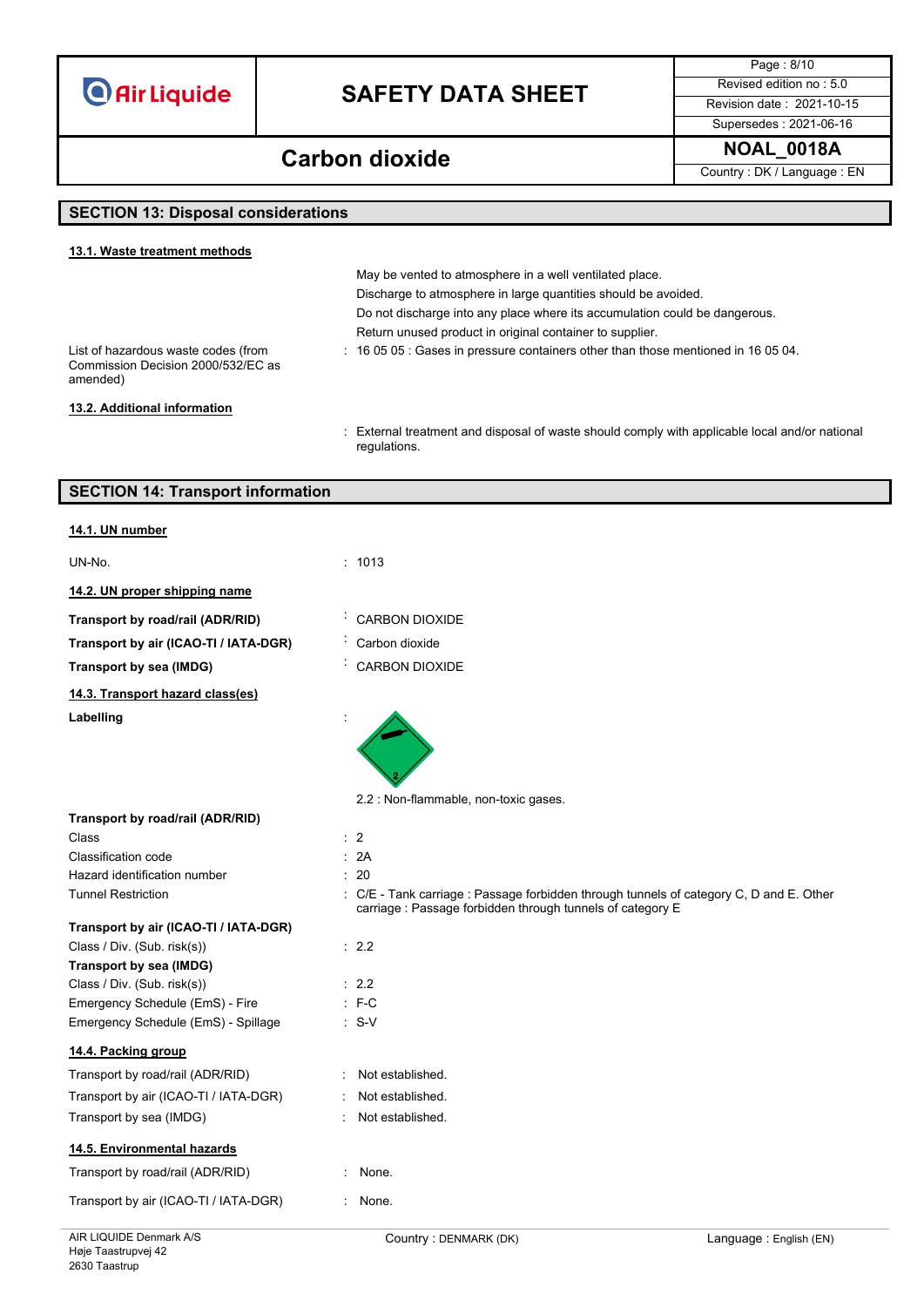## SECTION 13: Disposal considerations

### 13.1. Waste treatment methods

May be vented to atmosphere in a well ventilated place.

Discharge to atmosphere in large quantities should be avoided.

Do not discharge into any place where its accumulation could be dangerous.

Return unused product in original container to supplier.

List of hazardous waste codes (from Commission Decision 2000/532/EC as amended) : 16 05 05 : Gases in pressure containers other than those mentioned in 16 05 04.

### 13.2. Additional information

: External treatment and disposal of waste should comply with applicable local and/or national regulations.

## SECTION 14: Transport information

### 14.1. UN number

UN-No. : 1013

### 14.2. UN proper shipping name

**Transport by road/rail (ADR/RID)** : CARBON DIOXIDE

**Transport by air (ICAO-TI / IATA-DGR)** : Carbon dioxide

**Transport by sea (IMDG)** : CARBON DIOXIDE

### 14.3. Transport hazard class(es)

**Labelling** :

2.2 : Non-flammable, non-toxic gases.

**Transport by road/rail (ADR/RID)**

Class : 2

Classification code : 2A

Hazard identification number : 20

Tunnel Restriction : C/E - Tank carriage : Passage forbidden through tunnels of category C, D and E. Other carriage : Passage forbidden through tunnels of category E

**Transport by air (ICAO-TI / IATA-DGR)**

Class / Div. (Sub. risk(s)) : 2.2

**Transport by sea (IMDG)**

Class / Div. (Sub. risk(s)) : 2.2

Emergency Schedule (EmS) - Fire : F-C

Emergency Schedule (EmS) - Spillage : S-V

### 14.4. Packing group

Transport by road/rail (ADR/RID) : Not established.

Transport by air (ICAO-TI / IATA-DGR) : Not established.

Transport by sea (IMDG) : Not established.

### 14.5. Environmental hazards

Transport by road/rail (ADR/RID) : None.

Transport by air (ICAO-TI / IATA-DGR) : None.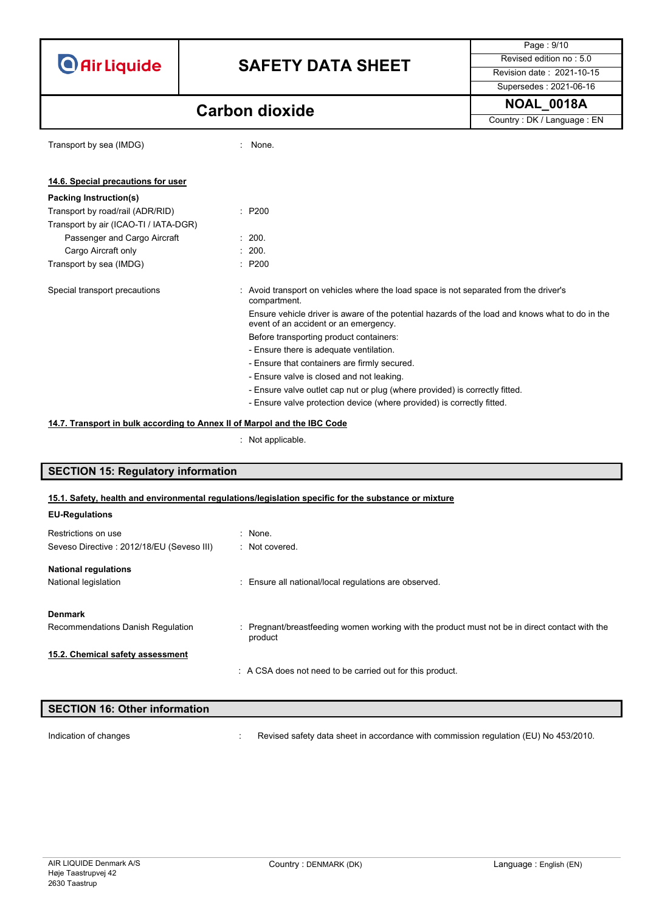Transport by sea (IMDG) : None.

### 14.6. Special precautions for user

**Packing Instruction(s)**

| | |
|---|---|
| Transport by road/rail (ADR/RID) | : P200 |
| Transport by air (ICAO-TI / IATA-DGR) | |
| Passenger and Cargo Aircraft | : 200. |
| Cargo Aircraft only | : 200. |
| Transport by sea (IMDG) | : P200 |

Special transport precautions : Avoid transport on vehicles where the load space is not separated from the driver's compartment.
Ensure vehicle driver is aware of the potential hazards of the load and knows what to do in the event of an accident or an emergency.
Before transporting product containers:
- Ensure there is adequate ventilation.
- Ensure that containers are firmly secured.
- Ensure valve is closed and not leaking.
- Ensure valve outlet cap nut or plug (where provided) is correctly fitted.
- Ensure valve protection device (where provided) is correctly fitted.

### 14.7. Transport in bulk according to Annex II of Marpol and the IBC Code

: Not applicable.

## SECTION 15: Regulatory information

### 15.1. Safety, health and environmental regulations/legislation specific for the substance or mixture

**EU-Regulations**

| | |
|---|---|
| Restrictions on use | : None. |
| Seveso Directive : 2012/18/EU (Seveso III) | : Not covered. |

**National regulations**

National legislation : Ensure all national/local regulations are observed.

**Denmark**

Recommendations Danish Regulation : Pregnant/breastfeeding women working with the product must not be in direct contact with the product

### 15.2. Chemical safety assessment

: A CSA does not need to be carried out for this product.

## SECTION 16: Other information

Indication of changes : Revised safety data sheet in accordance with commission regulation (EU) No 453/2010.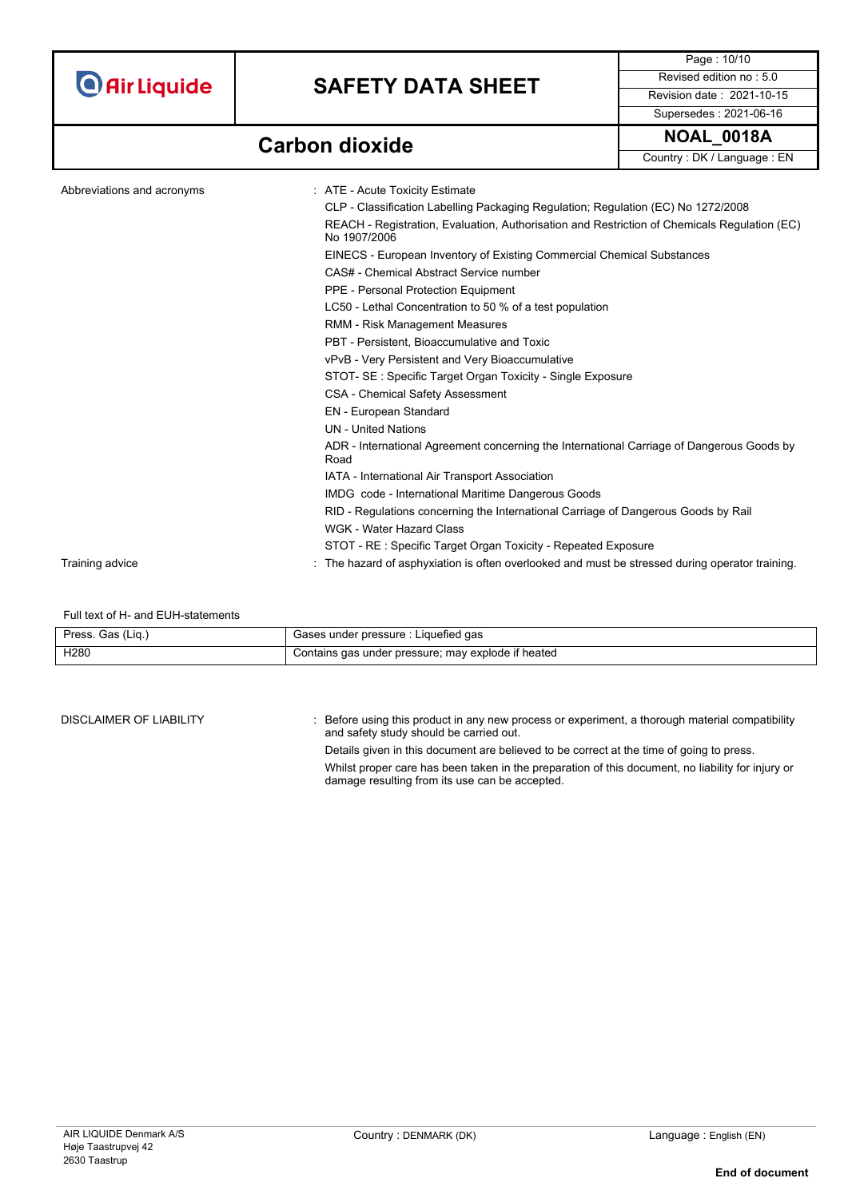| | |
|---|---|
| Abbreviations and acronyms | : ATE - Acute Toxicity Estimate<br>CLP - Classification Labelling Packaging Regulation; Regulation (EC) No 1272/2008<br>REACH - Registration, Evaluation, Authorisation and Restriction of Chemicals Regulation (EC) No 1907/2006<br>EINECS - European Inventory of Existing Commercial Chemical Substances<br>CAS# - Chemical Abstract Service number<br>PPE - Personal Protection Equipment<br>LC50 - Lethal Concentration to 50 % of a test population<br>RMM - Risk Management Measures<br>PBT - Persistent, Bioaccumulative and Toxic<br>vPvB - Very Persistent and Very Bioaccumulative<br>STOT- SE : Specific Target Organ Toxicity - Single Exposure<br>CSA - Chemical Safety Assessment<br>EN - European Standard<br>UN - United Nations<br>ADR - International Agreement concerning the International Carriage of Dangerous Goods by Road<br>IATA - International Air Transport Association<br>IMDG code - International Maritime Dangerous Goods<br>RID - Regulations concerning the International Carriage of Dangerous Goods by Rail<br>WGK - Water Hazard Class<br>STOT - RE : Specific Target Organ Toxicity - Repeated Exposure |
| Training advice | : The hazard of asphyxiation is often overlooked and must be stressed during operator training. |

Full text of H- and EUH-statements

| | |
|---|---|
| Press. Gas (Liq.) | Gases under pressure : Liquefied gas |
| H280 | Contains gas under pressure; may explode if heated |

| | |
|---|---|
| DISCLAIMER OF LIABILITY | : Before using this product in any new process or experiment, a thorough material compatibility and safety study should be carried out.<br>Details given in this document are believed to be correct at the time of going to press.<br>Whilst proper care has been taken in the preparation of this document, no liability for injury or damage resulting from its use can be accepted. |

**End of document**